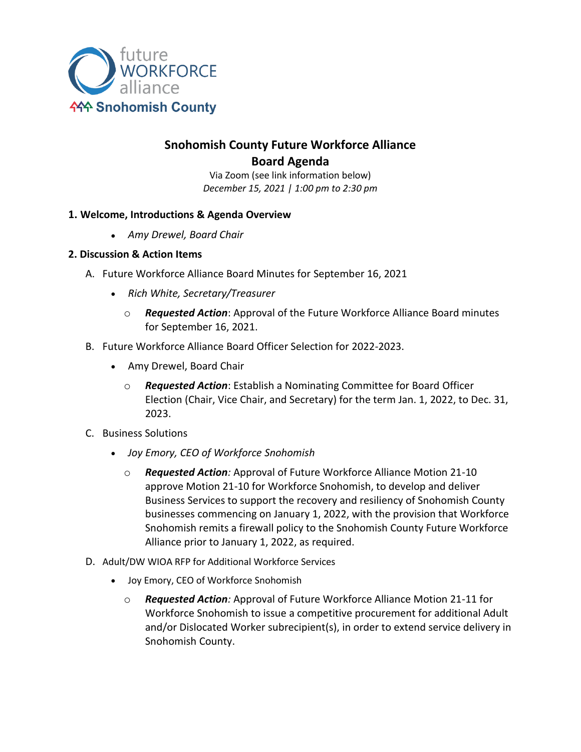future WORKFORCE alliance

Snohomish County

# Snohomish County Future Workforce Alliance
# Board Agenda

Via Zoom (see link information below)

*December 15, 2021 | 1:00 pm to 2:30 pm*

**1. Welcome, Introductions & Agenda Overview**

- *Amy Drewel, Board Chair*

**2. Discussion & Action Items**

A. Future Workforce Alliance Board Minutes for September 16, 2021

- *Rich White, Secretary/Treasurer*
  - ***Requested Action***: Approval of the Future Workforce Alliance Board minutes for September 16, 2021.

B. Future Workforce Alliance Board Officer Selection for 2022-2023.

- Amy Drewel, Board Chair
  - ***Requested Action***: Establish a Nominating Committee for Board Officer Election (Chair, Vice Chair, and Secretary) for the term Jan. 1, 2022, to Dec. 31, 2023.

C. Business Solutions

- *Joy Emory, CEO of Workforce Snohomish*
  - ***Requested Action****:* Approval of Future Workforce Alliance Motion 21-10 approve Motion 21-10 for Workforce Snohomish, to develop and deliver Business Services to support the recovery and resiliency of Snohomish County businesses commencing on January 1, 2022, with the provision that Workforce Snohomish remits a firewall policy to the Snohomish County Future Workforce Alliance prior to January 1, 2022, as required.

D. Adult/DW WIOA RFP for Additional Workforce Services

- Joy Emory, CEO of Workforce Snohomish
  - ***Requested Action****:* Approval of Future Workforce Alliance Motion 21-11 for Workforce Snohomish to issue a competitive procurement for additional Adult and/or Dislocated Worker subrecipient(s), in order to extend service delivery in Snohomish County.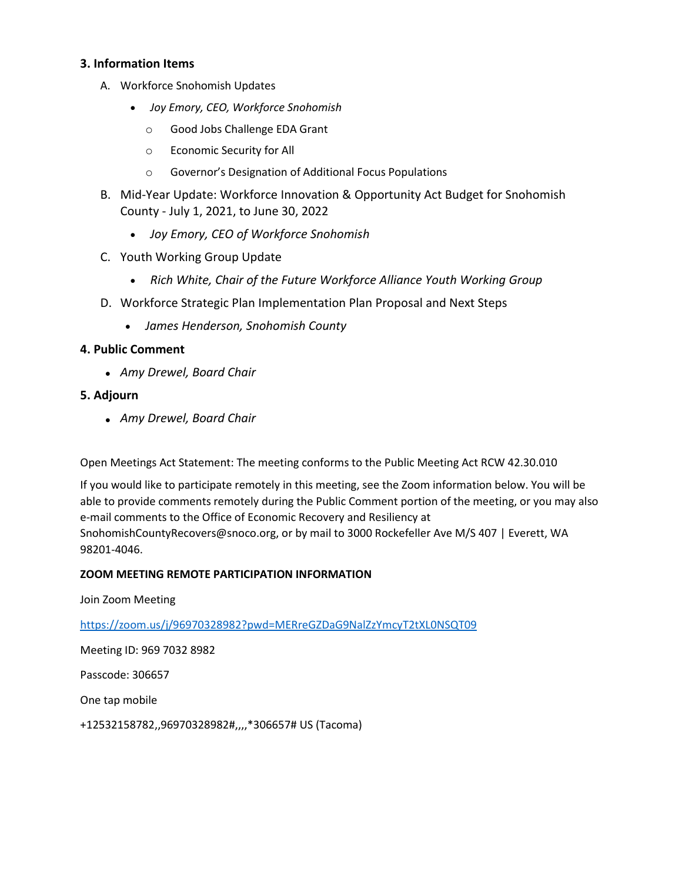### 3. Information Items

A. Workforce Snohomish Updates

- *Joy Emory, CEO, Workforce Snohomish*
  - Good Jobs Challenge EDA Grant
  - Economic Security for All
  - Governor's Designation of Additional Focus Populations

B. Mid-Year Update: Workforce Innovation & Opportunity Act Budget for Snohomish County - July 1, 2021, to June 30, 2022

- *Joy Emory, CEO of Workforce Snohomish*

C. Youth Working Group Update

- *Rich White, Chair of the Future Workforce Alliance Youth Working Group*

D. Workforce Strategic Plan Implementation Plan Proposal and Next Steps

- *James Henderson, Snohomish County*

### 4. Public Comment

- *Amy Drewel, Board Chair*

### 5. Adjourn

- *Amy Drewel, Board Chair*

Open Meetings Act Statement: The meeting conforms to the Public Meeting Act RCW 42.30.010

If you would like to participate remotely in this meeting, see the Zoom information below. You will be able to provide comments remotely during the Public Comment portion of the meeting, or you may also e-mail comments to the Office of Economic Recovery and Resiliency at SnohomishCountyRecovers@snoco.org, or by mail to 3000 Rockefeller Ave M/S 407 | Everett, WA 98201-4046.

**ZOOM MEETING REMOTE PARTICIPATION INFORMATION**

Join Zoom Meeting

https://zoom.us/j/96970328982?pwd=MERreGZDaG9NalZzYmcyT2tXL0NSQT09

Meeting ID: 969 7032 8982

Passcode: 306657

One tap mobile

+12532158782,,96970328982#,,,,*306657# US (Tacoma)